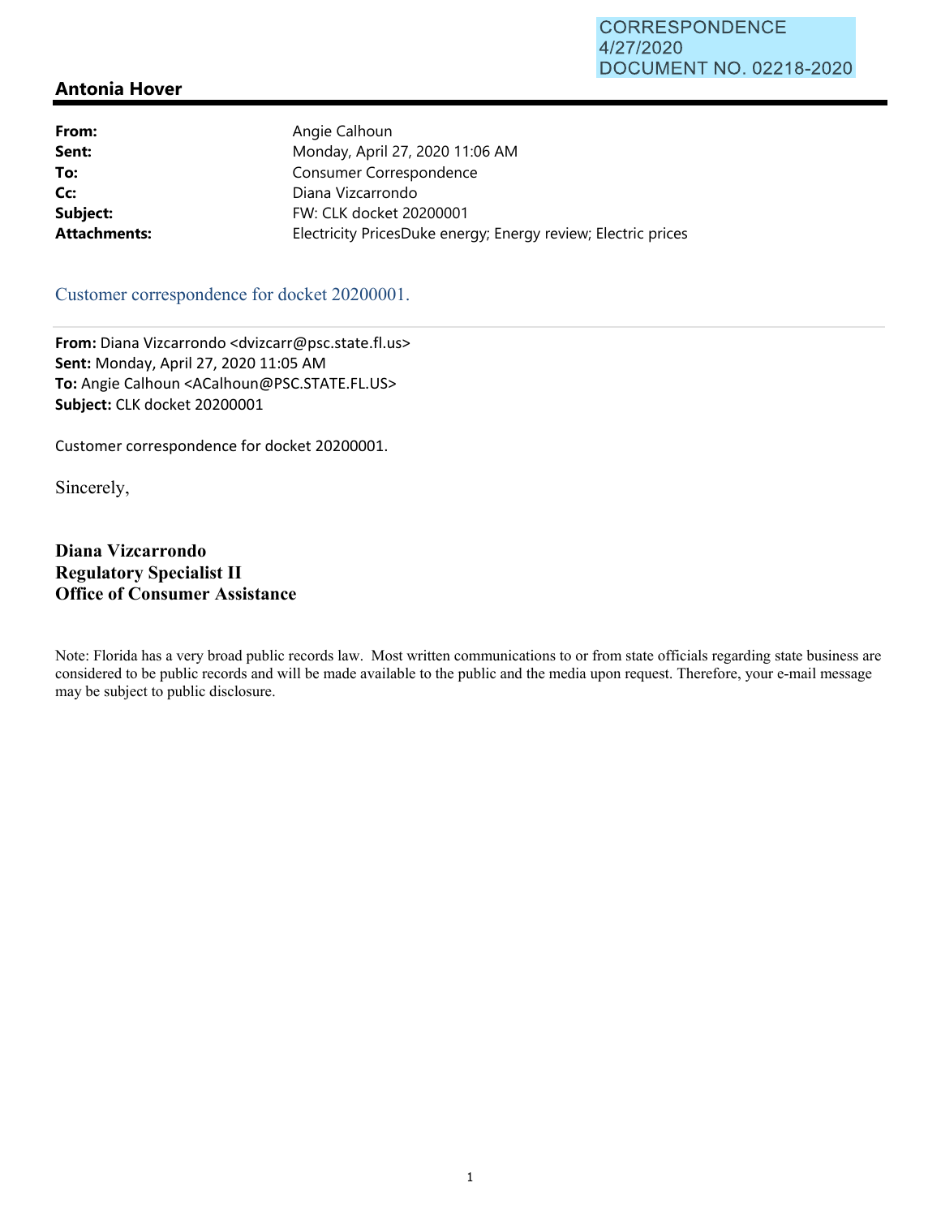CORRESPONDENCE
4/27/2020
DOCUMENT NO. 02218-2020

## Antonia Hover

| | |
|---|---|
| **From:** | Angie Calhoun |
| **Sent:** | Monday, April 27, 2020 11:06 AM |
| **To:** | Consumer Correspondence |
| **Cc:** | Diana Vizcarrondo |
| **Subject:** | FW: CLK docket 20200001 |
| **Attachments:** | Electricity PricesDuke energy; Energy review; Electric prices |

Customer correspondence for docket 20200001.

---

**From:** Diana Vizcarrondo <dvizcarr@psc.state.fl.us>
**Sent:** Monday, April 27, 2020 11:05 AM
**To:** Angie Calhoun <ACalhoun@PSC.STATE.FL.US>
**Subject:** CLK docket 20200001

Customer correspondence for docket 20200001.

Sincerely,

**Diana Vizcarrondo**
**Regulatory Specialist II**
**Office of Consumer Assistance**

Note: Florida has a very broad public records law. Most written communications to or from state officials regarding state business are considered to be public records and will be made available to the public and the media upon request. Therefore, your e-mail message may be subject to public disclosure.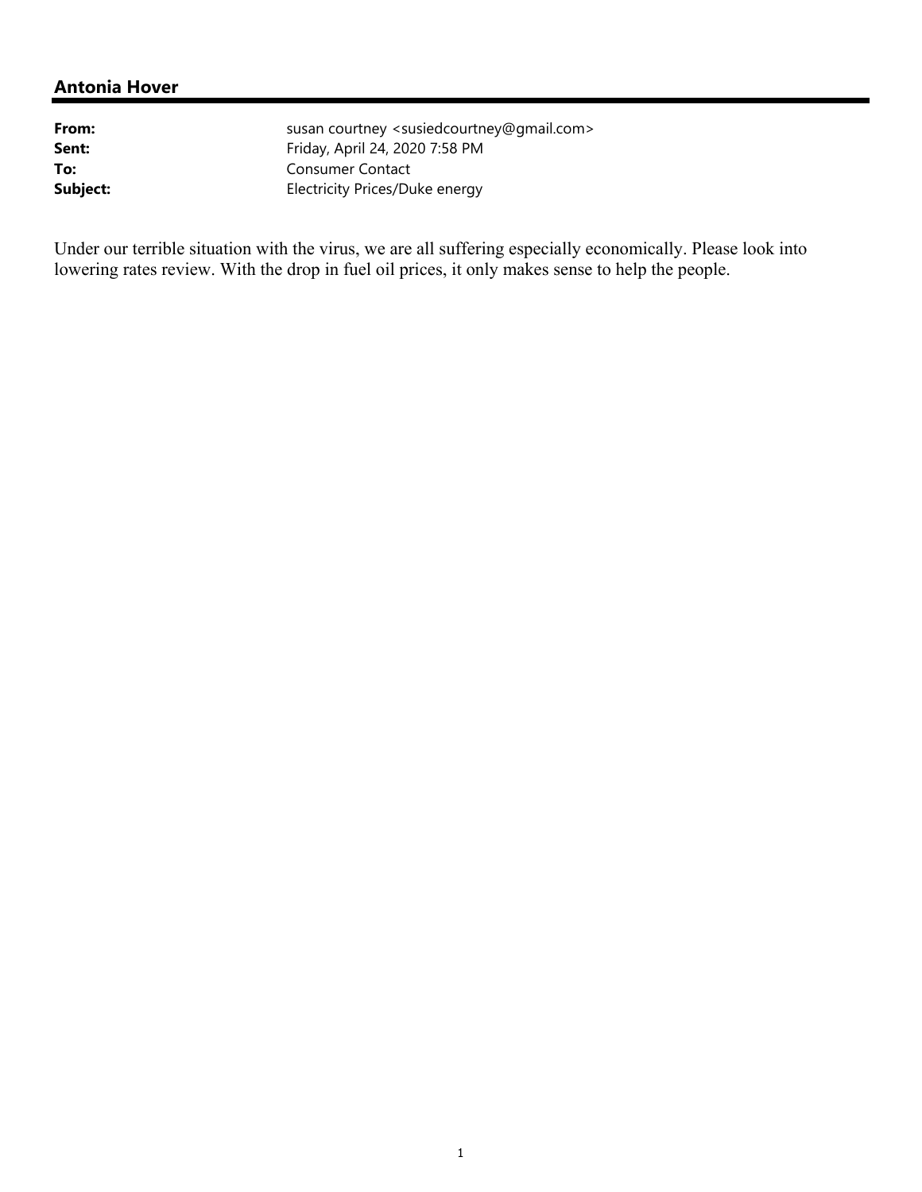## Antonia Hover

| | |
|---|---|
| **From:** | susan courtney <susiedcourtney@gmail.com> |
| **Sent:** | Friday, April 24, 2020 7:58 PM |
| **To:** | Consumer Contact |
| **Subject:** | Electricity Prices/Duke energy |

Under our terrible situation with the virus, we are all suffering especially economically. Please look into lowering rates review. With the drop in fuel oil prices, it only makes sense to help the people.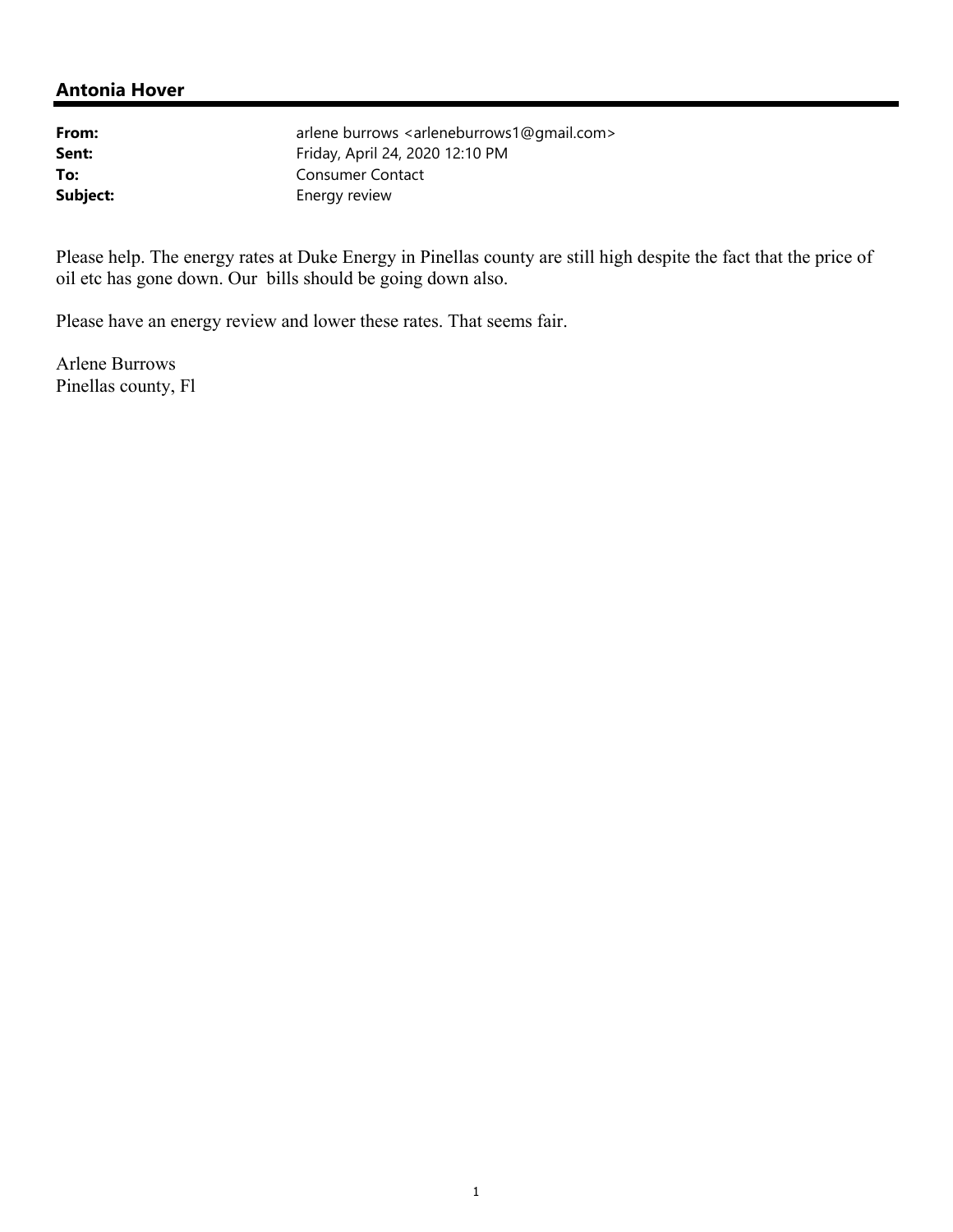## Antonia Hover

| | |
|---|---|
| **From:** | arlene burrows <arleneburrows1@gmail.com> |
| **Sent:** | Friday, April 24, 2020 12:10 PM |
| **To:** | Consumer Contact |
| **Subject:** | Energy review |

Please help. The energy rates at Duke Energy in Pinellas county are still high despite the fact that the price of oil etc has gone down. Our bills should be going down also.

Please have an energy review and lower these rates. That seems fair.

Arlene Burrows
Pinellas county, Fl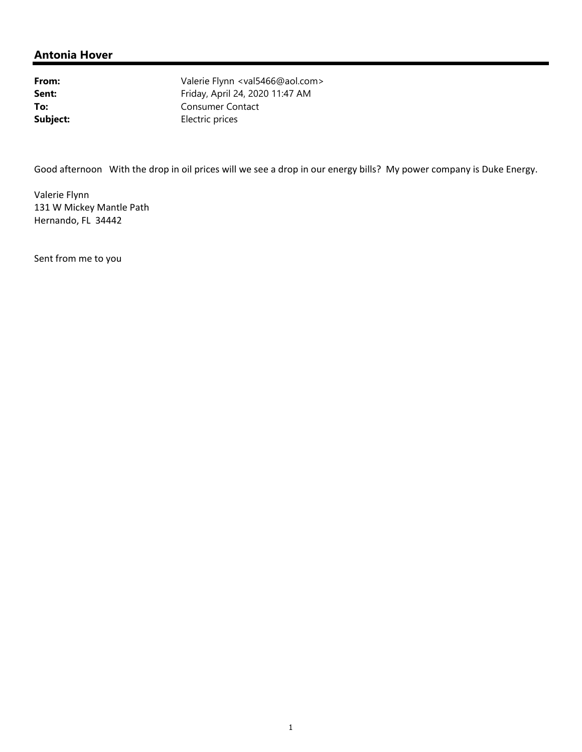## Antonia Hover

**From:** Valerie Flynn <val5466@aol.com>
**Sent:** Friday, April 24, 2020 11:47 AM
**To:** Consumer Contact
**Subject:** Electric prices

Good afternoon   With the drop in oil prices will we see a drop in our energy bills?  My power company is Duke Energy.

Valerie Flynn
131 W Mickey Mantle Path
Hernando, FL  34442

Sent from me to you